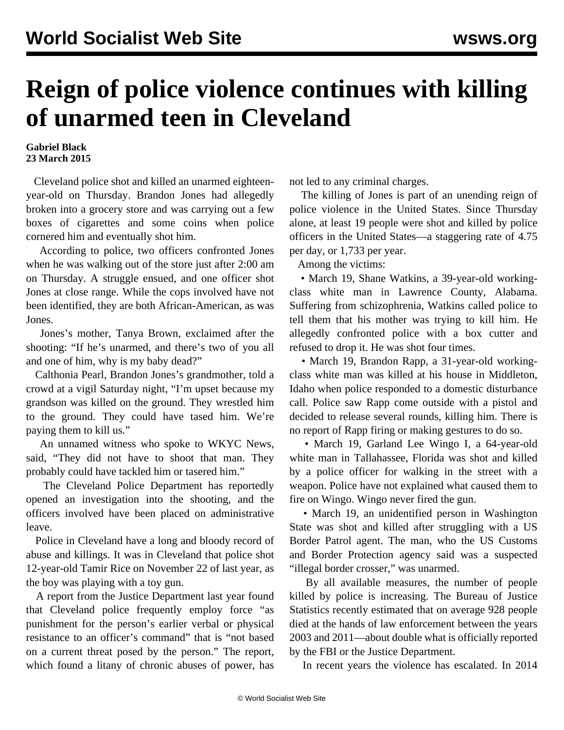# Reign of police violence continues with killing of unarmed teen in Cleveland

**Gabriel Black**
**23 March 2015**

Cleveland police shot and killed an unarmed eighteen-year-old on Thursday. Brandon Jones had allegedly broken into a grocery store and was carrying out a few boxes of cigarettes and some coins when police cornered him and eventually shot him.

According to police, two officers confronted Jones when he was walking out of the store just after 2:00 am on Thursday. A struggle ensued, and one officer shot Jones at close range. While the cops involved have not been identified, they are both African-American, as was Jones.

Jones's mother, Tanya Brown, exclaimed after the shooting: "If he's unarmed, and there's two of you all and one of him, why is my baby dead?"

Calthonia Pearl, Brandon Jones's grandmother, told a crowd at a vigil Saturday night, "I'm upset because my grandson was killed on the ground. They wrestled him to the ground. They could have tased him. We're paying them to kill us."

An unnamed witness who spoke to WKYC News, said, "They did not have to shoot that man. They probably could have tackled him or tasered him."

The Cleveland Police Department has reportedly opened an investigation into the shooting, and the officers involved have been placed on administrative leave.

Police in Cleveland have a long and bloody record of abuse and killings. It was in Cleveland that police shot 12-year-old Tamir Rice on November 22 of last year, as the boy was playing with a toy gun.

A report from the Justice Department last year found that Cleveland police frequently employ force "as punishment for the person's earlier verbal or physical resistance to an officer's command" that is "not based on a current threat posed by the person." The report, which found a litany of chronic abuses of power, has not led to any criminal charges.

The killing of Jones is part of an unending reign of police violence in the United States. Since Thursday alone, at least 19 people were shot and killed by police officers in the United States—a staggering rate of 4.75 per day, or 1,733 per year.

Among the victims:

- March 19, Shane Watkins, a 39-year-old working-class white man in Lawrence County, Alabama. Suffering from schizophrenia, Watkins called police to tell them that his mother was trying to kill him. He allegedly confronted police with a box cutter and refused to drop it. He was shot four times.
- March 19, Brandon Rapp, a 31-year-old working-class white man was killed at his house in Middleton, Idaho when police responded to a domestic disturbance call. Police saw Rapp come outside with a pistol and decided to release several rounds, killing him. There is no report of Rapp firing or making gestures to do so.
- March 19, Garland Lee Wingo I, a 64-year-old white man in Tallahassee, Florida was shot and killed by a police officer for walking in the street with a weapon. Police have not explained what caused them to fire on Wingo. Wingo never fired the gun.
- March 19, an unidentified person in Washington State was shot and killed after struggling with a US Border Patrol agent. The man, who the US Customs and Border Protection agency said was a suspected "illegal border crosser," was unarmed.

By all available measures, the number of people killed by police is increasing. The Bureau of Justice Statistics recently estimated that on average 928 people died at the hands of law enforcement between the years 2003 and 2011—about double what is officially reported by the FBI or the Justice Department.

In recent years the violence has escalated. In 2014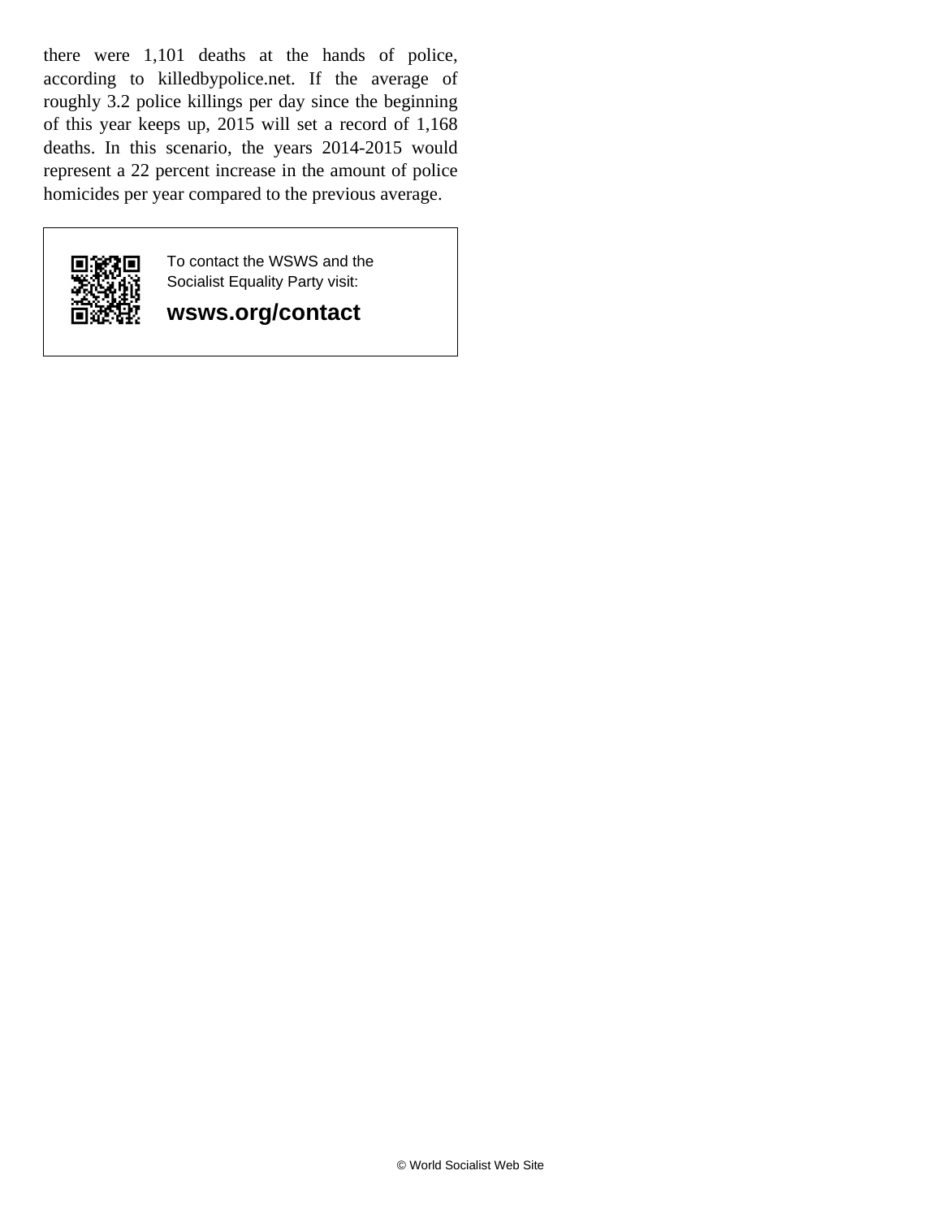there were 1,101 deaths at the hands of police, according to killedbypolice.net. If the average of roughly 3.2 police killings per day since the beginning of this year keeps up, 2015 will set a record of 1,168 deaths. In this scenario, the years 2014-2015 would represent a 22 percent increase in the amount of police homicides per year compared to the previous average.

To contact the WSWS and the Socialist Equality Party visit:

**wsws.org/contact**